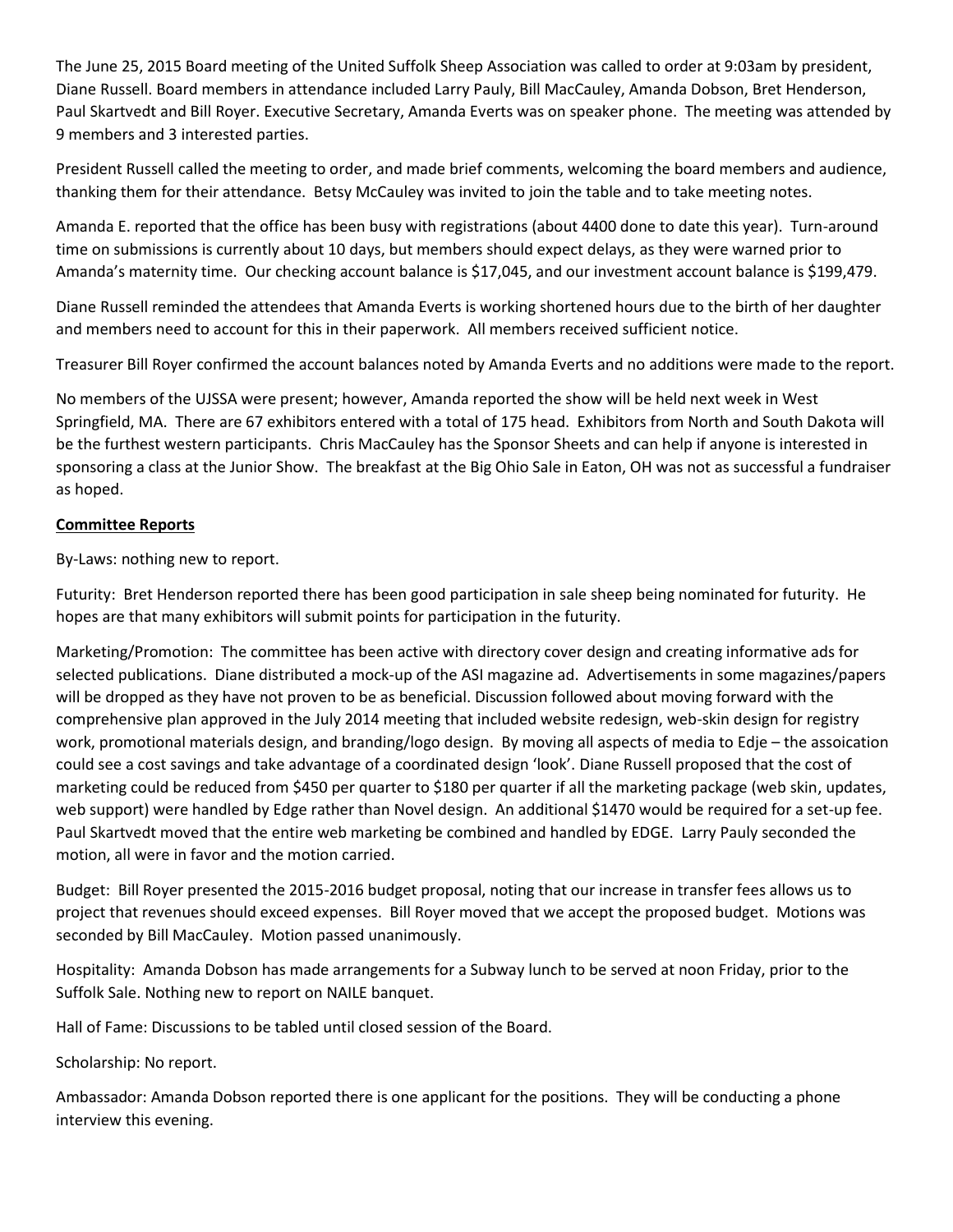The June 25, 2015 Board meeting of the United Suffolk Sheep Association was called to order at 9:03am by president, Diane Russell. Board members in attendance included Larry Pauly, Bill MacCauley, Amanda Dobson, Bret Henderson, Paul Skartvedt and Bill Royer. Executive Secretary, Amanda Everts was on speaker phone. The meeting was attended by 9 members and 3 interested parties.

President Russell called the meeting to order, and made brief comments, welcoming the board members and audience, thanking them for their attendance. Betsy McCauley was invited to join the table and to take meeting notes.

Amanda E. reported that the office has been busy with registrations (about 4400 done to date this year). Turn-around time on submissions is currently about 10 days, but members should expect delays, as they were warned prior to Amanda's maternity time. Our checking account balance is $17,045, and our investment account balance is $199,479.

Diane Russell reminded the attendees that Amanda Everts is working shortened hours due to the birth of her daughter and members need to account for this in their paperwork. All members received sufficient notice.

Treasurer Bill Royer confirmed the account balances noted by Amanda Everts and no additions were made to the report.

No members of the UJSSA were present; however, Amanda reported the show will be held next week in West Springfield, MA. There are 67 exhibitors entered with a total of 175 head. Exhibitors from North and South Dakota will be the furthest western participants. Chris MacCauley has the Sponsor Sheets and can help if anyone is interested in sponsoring a class at the Junior Show. The breakfast at the Big Ohio Sale in Eaton, OH was not as successful a fundraiser as hoped.

**Committee Reports**

By-Laws: nothing new to report.

Futurity: Bret Henderson reported there has been good participation in sale sheep being nominated for futurity. He hopes are that many exhibitors will submit points for participation in the futurity.

Marketing/Promotion: The committee has been active with directory cover design and creating informative ads for selected publications. Diane distributed a mock-up of the ASI magazine ad. Advertisements in some magazines/papers will be dropped as they have not proven to be as beneficial. Discussion followed about moving forward with the comprehensive plan approved in the July 2014 meeting that included website redesign, web-skin design for registry work, promotional materials design, and branding/logo design. By moving all aspects of media to Edje – the assoication could see a cost savings and take advantage of a coordinated design 'look'. Diane Russell proposed that the cost of marketing could be reduced from $450 per quarter to $180 per quarter if all the marketing package (web skin, updates, web support) were handled by Edge rather than Novel design. An additional $1470 would be required for a set-up fee. Paul Skartvedt moved that the entire web marketing be combined and handled by EDGE. Larry Pauly seconded the motion, all were in favor and the motion carried.

Budget: Bill Royer presented the 2015-2016 budget proposal, noting that our increase in transfer fees allows us to project that revenues should exceed expenses. Bill Royer moved that we accept the proposed budget. Motions was seconded by Bill MacCauley. Motion passed unanimously.

Hospitality: Amanda Dobson has made arrangements for a Subway lunch to be served at noon Friday, prior to the Suffolk Sale. Nothing new to report on NAILE banquet.

Hall of Fame: Discussions to be tabled until closed session of the Board.

Scholarship: No report.

Ambassador: Amanda Dobson reported there is one applicant for the positions. They will be conducting a phone interview this evening.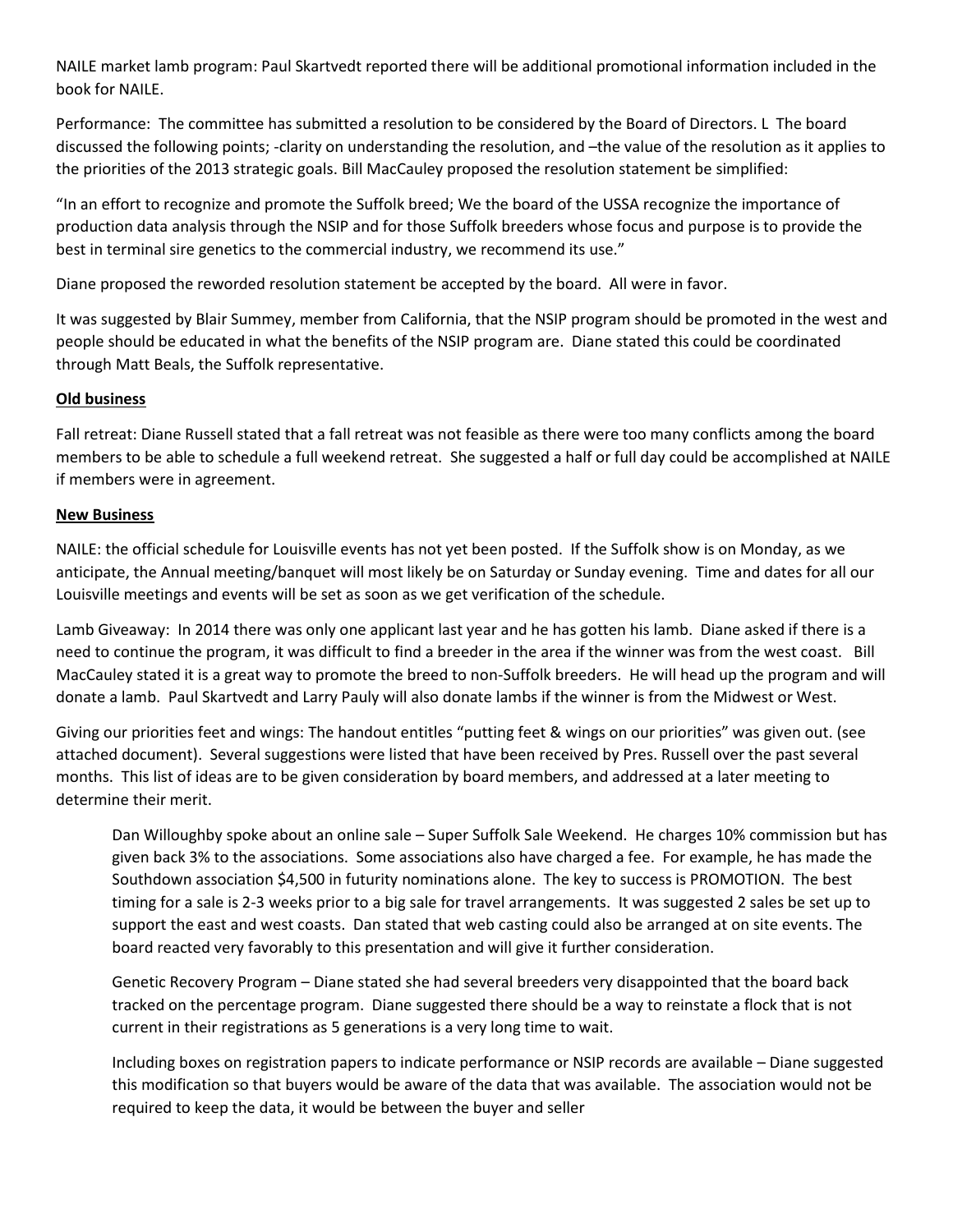NAILE market lamb program: Paul Skartvedt reported there will be additional promotional information included in the book for NAILE.

Performance: The committee has submitted a resolution to be considered by the Board of Directors. L The board discussed the following points; -clarity on understanding the resolution, and –the value of the resolution as it applies to the priorities of the 2013 strategic goals. Bill MacCauley proposed the resolution statement be simplified:

"In an effort to recognize and promote the Suffolk breed; We the board of the USSA recognize the importance of production data analysis through the NSIP and for those Suffolk breeders whose focus and purpose is to provide the best in terminal sire genetics to the commercial industry, we recommend its use."

Diane proposed the reworded resolution statement be accepted by the board. All were in favor.

It was suggested by Blair Summey, member from California, that the NSIP program should be promoted in the west and people should be educated in what the benefits of the NSIP program are. Diane stated this could be coordinated through Matt Beals, the Suffolk representative.

**Old business**

Fall retreat: Diane Russell stated that a fall retreat was not feasible as there were too many conflicts among the board members to be able to schedule a full weekend retreat. She suggested a half or full day could be accomplished at NAILE if members were in agreement.

**New Business**

NAILE: the official schedule for Louisville events has not yet been posted. If the Suffolk show is on Monday, as we anticipate, the Annual meeting/banquet will most likely be on Saturday or Sunday evening. Time and dates for all our Louisville meetings and events will be set as soon as we get verification of the schedule.

Lamb Giveaway: In 2014 there was only one applicant last year and he has gotten his lamb. Diane asked if there is a need to continue the program, it was difficult to find a breeder in the area if the winner was from the west coast. Bill MacCauley stated it is a great way to promote the breed to non-Suffolk breeders. He will head up the program and will donate a lamb. Paul Skartvedt and Larry Pauly will also donate lambs if the winner is from the Midwest or West.

Giving our priorities feet and wings: The handout entitles "putting feet & wings on our priorities" was given out. (see attached document). Several suggestions were listed that have been received by Pres. Russell over the past several months. This list of ideas are to be given consideration by board members, and addressed at a later meeting to determine their merit.

> Dan Willoughby spoke about an online sale – Super Suffolk Sale Weekend. He charges 10% commission but has given back 3% to the associations. Some associations also have charged a fee. For example, he has made the Southdown association $4,500 in futurity nominations alone. The key to success is PROMOTION. The best timing for a sale is 2-3 weeks prior to a big sale for travel arrangements. It was suggested 2 sales be set up to support the east and west coasts. Dan stated that web casting could also be arranged at on site events. The board reacted very favorably to this presentation and will give it further consideration.
>
> Genetic Recovery Program – Diane stated she had several breeders very disappointed that the board back tracked on the percentage program. Diane suggested there should be a way to reinstate a flock that is not current in their registrations as 5 generations is a very long time to wait.
>
> Including boxes on registration papers to indicate performance or NSIP records are available – Diane suggested this modification so that buyers would be aware of the data that was available. The association would not be required to keep the data, it would be between the buyer and seller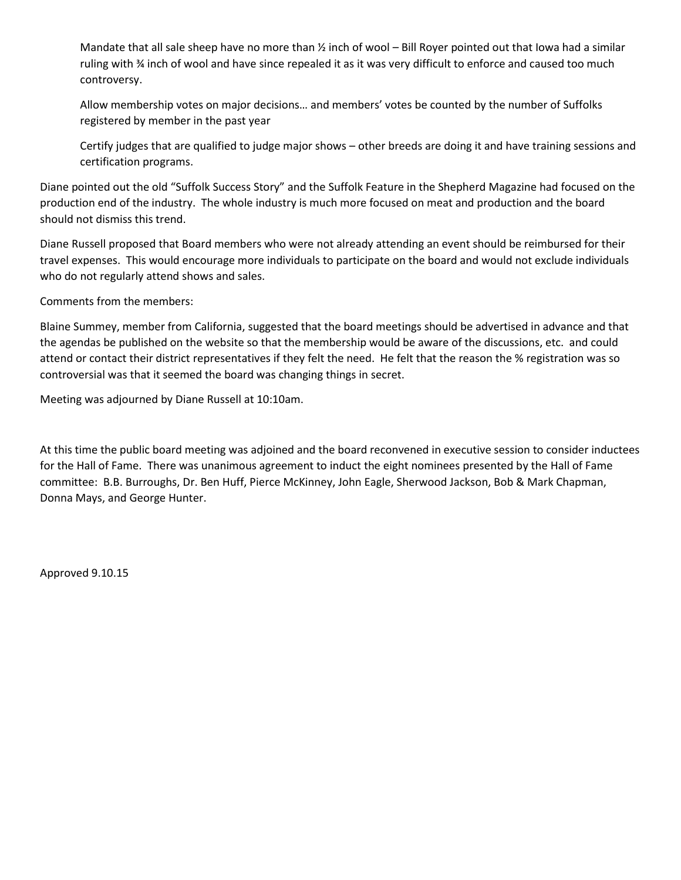Mandate that all sale sheep have no more than ½ inch of wool – Bill Royer pointed out that Iowa had a similar ruling with ¾ inch of wool and have since repealed it as it was very difficult to enforce and caused too much controversy.

Allow membership votes on major decisions… and members' votes be counted by the number of Suffolks registered by member in the past year

Certify judges that are qualified to judge major shows – other breeds are doing it and have training sessions and certification programs.

Diane pointed out the old "Suffolk Success Story" and the Suffolk Feature in the Shepherd Magazine had focused on the production end of the industry. The whole industry is much more focused on meat and production and the board should not dismiss this trend.

Diane Russell proposed that Board members who were not already attending an event should be reimbursed for their travel expenses. This would encourage more individuals to participate on the board and would not exclude individuals who do not regularly attend shows and sales.

Comments from the members:

Blaine Summey, member from California, suggested that the board meetings should be advertised in advance and that the agendas be published on the website so that the membership would be aware of the discussions, etc. and could attend or contact their district representatives if they felt the need. He felt that the reason the % registration was so controversial was that it seemed the board was changing things in secret.

Meeting was adjourned by Diane Russell at 10:10am.

At this time the public board meeting was adjoined and the board reconvened in executive session to consider inductees for the Hall of Fame. There was unanimous agreement to induct the eight nominees presented by the Hall of Fame committee: B.B. Burroughs, Dr. Ben Huff, Pierce McKinney, John Eagle, Sherwood Jackson, Bob & Mark Chapman, Donna Mays, and George Hunter.

Approved 9.10.15